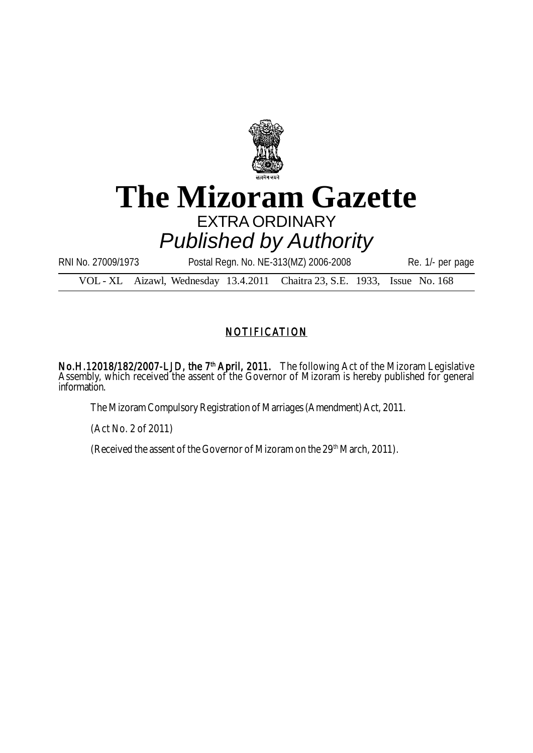# The Mizoram Gazette

EXTRA ORDINARY

*Published by Authority*

RNI No. 27009/1973 Postal Regn. No. NE-313(MZ) 2006-2008 Re. 1/- per page

VOL - XL Aizawl, Wednesday 13.4.2011 Chaitra 23, S.E. 1933, Issue No. 168

## NOTIFICATION

**No.H.12018/182/2007-LJD, the 7th April, 2011.** The following Act of the Mizoram Legislative Assembly, which received the assent of the Governor of Mizoram is hereby published for general information.

The Mizoram Compulsory Registration of Marriages (Amendment) Act, 2011.

(Act No. 2 of 2011)

(Received the assent of the Governor of Mizoram on the 29th March, 2011).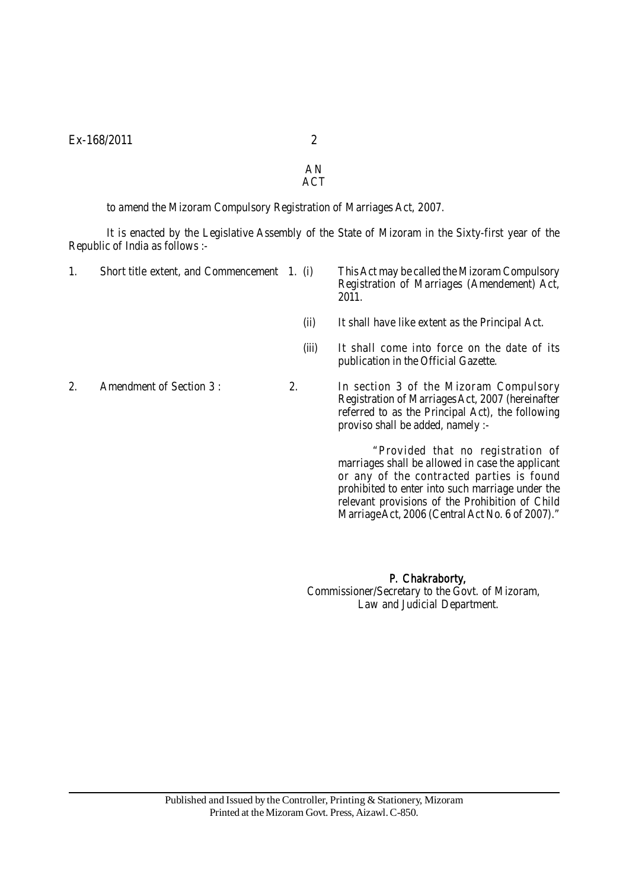# AN ACT

to amend the Mizoram Compulsory Registration of Marriages Act, 2007.

It is enacted by the Legislative Assembly of the State of Mizoram in the Sixty-first year of the Republic of India as follows :-

1. Short title extent, and Commencement

1. (i) This Act may be called the Mizoram Compulsory Registration of Marriages (Amendement) Act, 2011.

   (ii) It shall have like extent as the Principal Act.

   (iii) It shall come into force on the date of its publication in the Official Gazette.

2. Amendment of Section 3 :

2. In section 3 of the Mizoram Compulsory Registration of Marriages Act, 2007 (hereinafter referred to as the Principal Act), the following proviso shall be added, namely :-

   "Provided that no registration of marriages shall be allowed in case the applicant or any of the contracted parties is found prohibited to enter into such marriage under the relevant provisions of the Prohibition of Child Marriage Act, 2006 (Central Act No. 6 of 2007)."

**P. Chakraborty,**
Commissioner/Secretary to the Govt. of Mizoram,
Law and Judicial Department.

Published and Issued by the Controller, Printing & Stationery, Mizoram
Printed at the Mizoram Govt. Press, Aizawl. C-850.